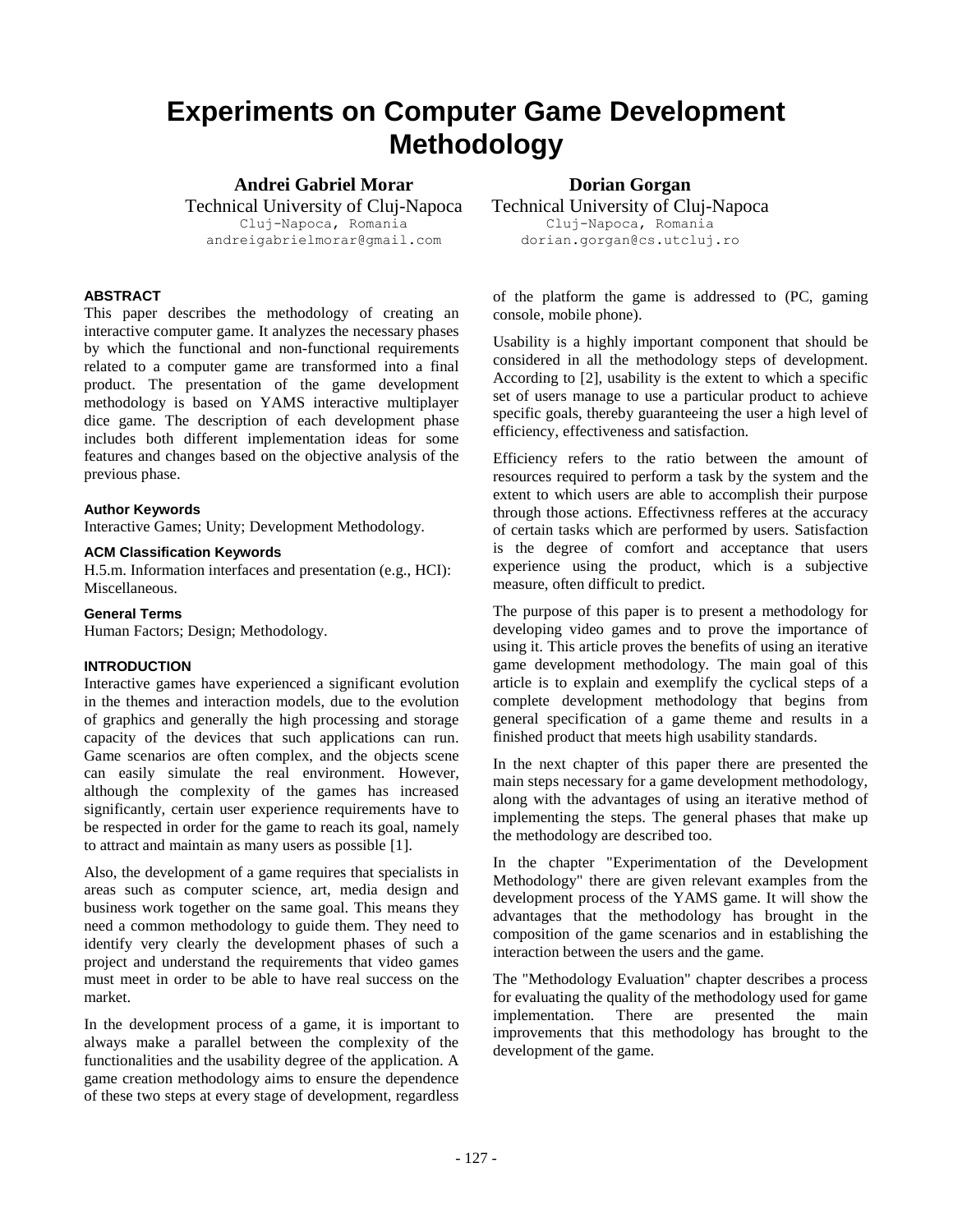# Experiments on Computer Game Development Methodology

**Andrei Gabriel Morar**
Technical University of Cluj-Napoca
Cluj-Napoca, Romania
andreigabrielmorar@gmail.com

**Dorian Gorgan**
Technical University of Cluj-Napoca
Cluj-Napoca, Romania
dorian.gorgan@cs.utcluj.ro

### ABSTRACT

This paper describes the methodology of creating an interactive computer game. It analyzes the necessary phases by which the functional and non-functional requirements related to a computer game are transformed into a final product. The presentation of the game development methodology is based on YAMS interactive multiplayer dice game. The description of each development phase includes both different implementation ideas for some features and changes based on the objective analysis of the previous phase.

### Author Keywords

Interactive Games; Unity; Development Methodology.

### ACM Classification Keywords

H.5.m. Information interfaces and presentation (e.g., HCI): Miscellaneous.

### General Terms

Human Factors; Design; Methodology.

### INTRODUCTION

Interactive games have experienced a significant evolution in the themes and interaction models, due to the evolution of graphics and generally the high processing and storage capacity of the devices that such applications can run. Game scenarios are often complex, and the objects scene can easily simulate the real environment. However, although the complexity of the games has increased significantly, certain user experience requirements have to be respected in order for the game to reach its goal, namely to attract and maintain as many users as possible [1].

Also, the development of a game requires that specialists in areas such as computer science, art, media design and business work together on the same goal. This means they need a common methodology to guide them. They need to identify very clearly the development phases of such a project and understand the requirements that video games must meet in order to be able to have real success on the market.

In the development process of a game, it is important to always make a parallel between the complexity of the functionalities and the usability degree of the application. A game creation methodology aims to ensure the dependence of these two steps at every stage of development, regardless of the platform the game is addressed to (PC, gaming console, mobile phone).

Usability is a highly important component that should be considered in all the methodology steps of development. According to [2], usability is the extent to which a specific set of users manage to use a particular product to achieve specific goals, thereby guaranteeing the user a high level of efficiency, effectiveness and satisfaction.

Efficiency refers to the ratio between the amount of resources required to perform a task by the system and the extent to which users are able to accomplish their purpose through those actions. Effectivness refferes at the accuracy of certain tasks which are performed by users. Satisfaction is the degree of comfort and acceptance that users experience using the product, which is a subjective measure, often difficult to predict.

The purpose of this paper is to present a methodology for developing video games and to prove the importance of using it. This article proves the benefits of using an iterative game development methodology. The main goal of this article is to explain and exemplify the cyclical steps of a complete development methodology that begins from general specification of a game theme and results in a finished product that meets high usability standards.

In the next chapter of this paper there are presented the main steps necessary for a game development methodology, along with the advantages of using an iterative method of implementing the steps. The general phases that make up the methodology are described too.

In the chapter "Experimentation of the Development Methodology" there are given relevant examples from the development process of the YAMS game. It will show the advantages that the methodology has brought in the composition of the game scenarios and in establishing the interaction between the users and the game.

The "Methodology Evaluation" chapter describes a process for evaluating the quality of the methodology used for game implementation. There are presented the main improvements that this methodology has brought to the development of the game.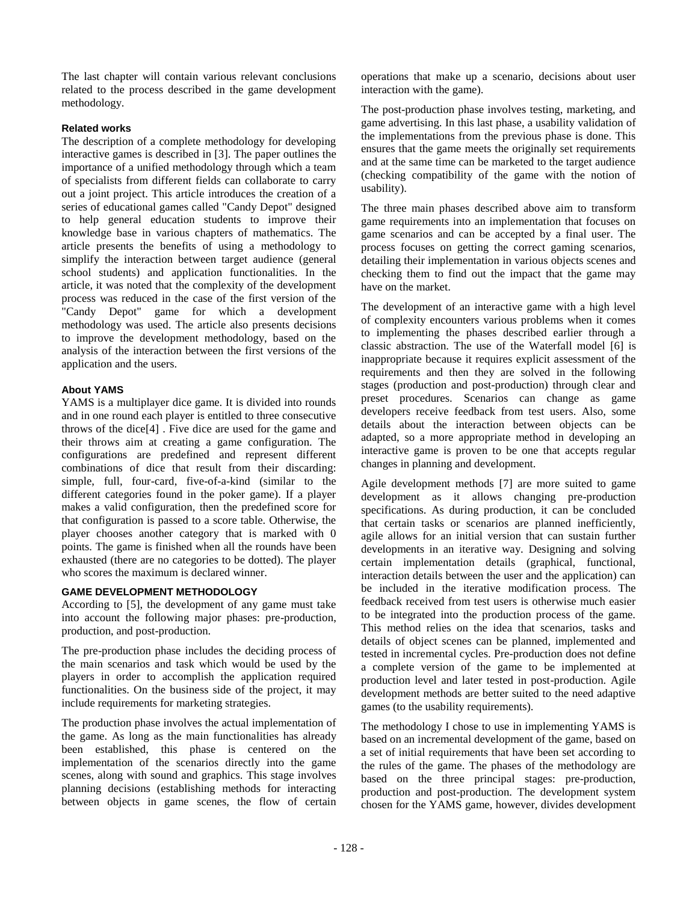The last chapter will contain various relevant conclusions related to the process described in the game development methodology.

### Related works

The description of a complete methodology for developing interactive games is described in [3]. The paper outlines the importance of a unified methodology through which a team of specialists from different fields can collaborate to carry out a joint project. This article introduces the creation of a series of educational games called "Candy Depot" designed to help general education students to improve their knowledge base in various chapters of mathematics. The article presents the benefits of using a methodology to simplify the interaction between target audience (general school students) and application functionalities. In the article, it was noted that the complexity of the development process was reduced in the case of the first version of the "Candy Depot" game for which a development methodology was used. The article also presents decisions to improve the development methodology, based on the analysis of the interaction between the first versions of the application and the users.

### About YAMS

YAMS is a multiplayer dice game. It is divided into rounds and in one round each player is entitled to three consecutive throws of the dice[4] . Five dice are used for the game and their throws aim at creating a game configuration. The configurations are predefined and represent different combinations of dice that result from their discarding: simple, full, four-card, five-of-a-kind (similar to the different categories found in the poker game). If a player makes a valid configuration, then the predefined score for that configuration is passed to a score table. Otherwise, the player chooses another category that is marked with 0 points. The game is finished when all the rounds have been exhausted (there are no categories to be dotted). The player who scores the maximum is declared winner.

## GAME DEVELOPMENT METHODOLOGY

According to [5], the development of any game must take into account the following major phases: pre-production, production, and post-production.

The pre-production phase includes the deciding process of the main scenarios and task which would be used by the players in order to accomplish the application required functionalities. On the business side of the project, it may include requirements for marketing strategies.

The production phase involves the actual implementation of the game. As long as the main functionalities has already been established, this phase is centered on the implementation of the scenarios directly into the game scenes, along with sound and graphics. This stage involves planning decisions (establishing methods for interacting between objects in game scenes, the flow of certain operations that make up a scenario, decisions about user interaction with the game).

The post-production phase involves testing, marketing, and game advertising. In this last phase, a usability validation of the implementations from the previous phase is done. This ensures that the game meets the originally set requirements and at the same time can be marketed to the target audience (checking compatibility of the game with the notion of usability).

The three main phases described above aim to transform game requirements into an implementation that focuses on game scenarios and can be accepted by a final user. The process focuses on getting the correct gaming scenarios, detailing their implementation in various objects scenes and checking them to find out the impact that the game may have on the market.

The development of an interactive game with a high level of complexity encounters various problems when it comes to implementing the phases described earlier through a classic abstraction. The use of the Waterfall model [6] is inappropriate because it requires explicit assessment of the requirements and then they are solved in the following stages (production and post-production) through clear and preset procedures. Scenarios can change as game developers receive feedback from test users. Also, some details about the interaction between objects can be adapted, so a more appropriate method in developing an interactive game is proven to be one that accepts regular changes in planning and development.

Agile development methods [7] are more suited to game development as it allows changing pre-production specifications. As during production, it can be concluded that certain tasks or scenarios are planned inefficiently, agile allows for an initial version that can sustain further developments in an iterative way. Designing and solving certain implementation details (graphical, functional, interaction details between the user and the application) can be included in the iterative modification process. The feedback received from test users is otherwise much easier to be integrated into the production process of the game. This method relies on the idea that scenarios, tasks and details of object scenes can be planned, implemented and tested in incremental cycles. Pre-production does not define a complete version of the game to be implemented at production level and later tested in post-production. Agile development methods are better suited to the need adaptive games (to the usability requirements).

The methodology I chose to use in implementing YAMS is based on an incremental development of the game, based on a set of initial requirements that have been set according to the rules of the game. The phases of the methodology are based on the three principal stages: pre-production, production and post-production. The development system chosen for the YAMS game, however, divides development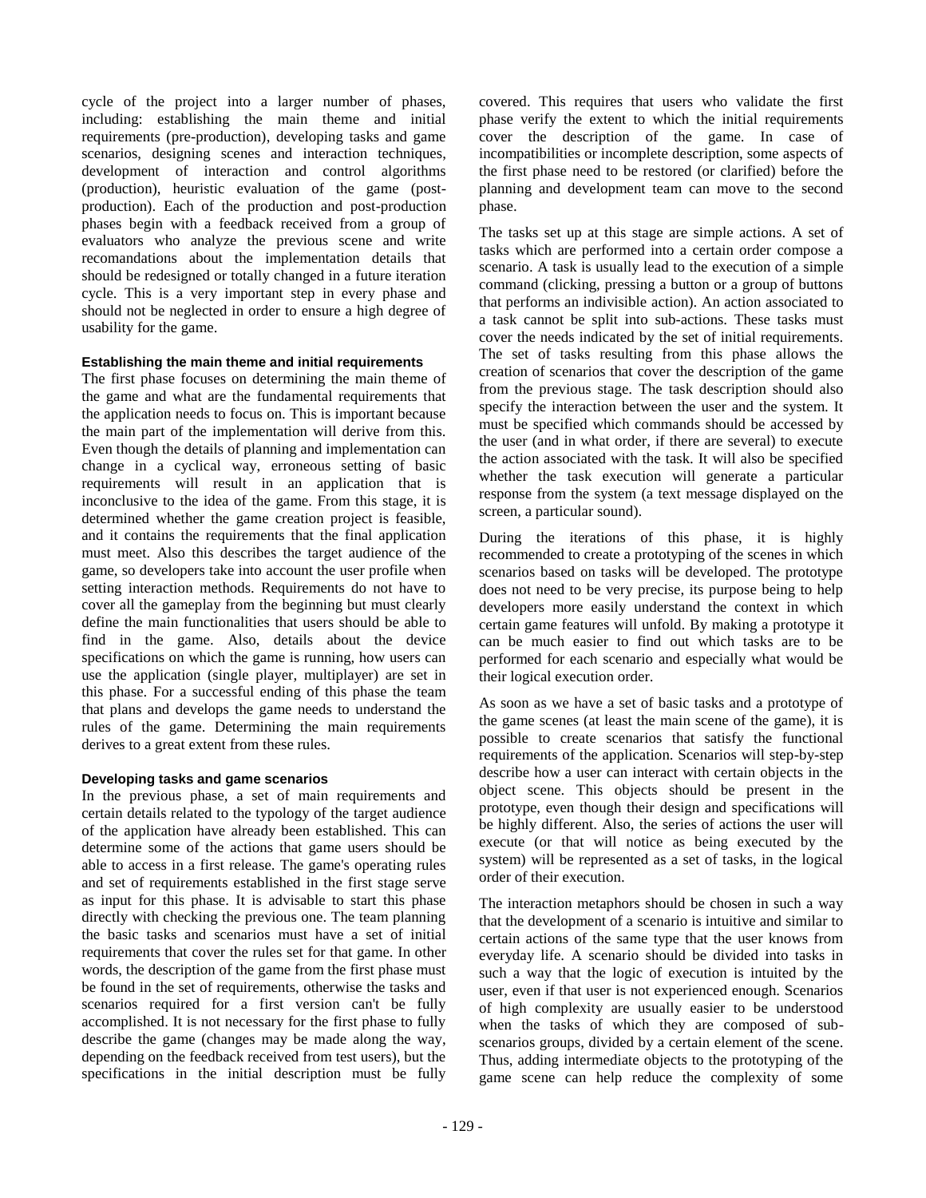cycle of the project into a larger number of phases, including: establishing the main theme and initial requirements (pre-production), developing tasks and game scenarios, designing scenes and interaction techniques, development of interaction and control algorithms (production), heuristic evaluation of the game (post-production). Each of the production and post-production phases begin with a feedback received from a group of evaluators who analyze the previous scene and write recomandations about the implementation details that should be redesigned or totally changed in a future iteration cycle. This is a very important step in every phase and should not be neglected in order to ensure a high degree of usability for the game.

#### Establishing the main theme and initial requirements

The first phase focuses on determining the main theme of the game and what are the fundamental requirements that the application needs to focus on. This is important because the main part of the implementation will derive from this. Even though the details of planning and implementation can change in a cyclical way, erroneous setting of basic requirements will result in an application that is inconclusive to the idea of the game. From this stage, it is determined whether the game creation project is feasible, and it contains the requirements that the final application must meet. Also this describes the target audience of the game, so developers take into account the user profile when setting interaction methods. Requirements do not have to cover all the gameplay from the beginning but must clearly define the main functionalities that users should be able to find in the game. Also, details about the device specifications on which the game is running, how users can use the application (single player, multiplayer) are set in this phase. For a successful ending of this phase the team that plans and develops the game needs to understand the rules of the game. Determining the main requirements derives to a great extent from these rules.

#### Developing tasks and game scenarios

In the previous phase, a set of main requirements and certain details related to the typology of the target audience of the application have already been established. This can determine some of the actions that game users should be able to access in a first release. The game's operating rules and set of requirements established in the first stage serve as input for this phase. It is advisable to start this phase directly with checking the previous one. The team planning the basic tasks and scenarios must have a set of initial requirements that cover the rules set for that game. In other words, the description of the game from the first phase must be found in the set of requirements, otherwise the tasks and scenarios required for a first version can't be fully accomplished. It is not necessary for the first phase to fully describe the game (changes may be made along the way, depending on the feedback received from test users), but the specifications in the initial description must be fully covered. This requires that users who validate the first phase verify the extent to which the initial requirements cover the description of the game. In case of incompatibilities or incomplete description, some aspects of the first phase need to be restored (or clarified) before the planning and development team can move to the second phase.

The tasks set up at this stage are simple actions. A set of tasks which are performed into a certain order compose a scenario. A task is usually lead to the execution of a simple command (clicking, pressing a button or a group of buttons that performs an indivisible action). An action associated to a task cannot be split into sub-actions. These tasks must cover the needs indicated by the set of initial requirements. The set of tasks resulting from this phase allows the creation of scenarios that cover the description of the game from the previous stage. The task description should also specify the interaction between the user and the system. It must be specified which commands should be accessed by the user (and in what order, if there are several) to execute the action associated with the task. It will also be specified whether the task execution will generate a particular response from the system (a text message displayed on the screen, a particular sound).

During the iterations of this phase, it is highly recommended to create a prototyping of the scenes in which scenarios based on tasks will be developed. The prototype does not need to be very precise, its purpose being to help developers more easily understand the context in which certain game features will unfold. By making a prototype it can be much easier to find out which tasks are to be performed for each scenario and especially what would be their logical execution order.

As soon as we have a set of basic tasks and a prototype of the game scenes (at least the main scene of the game), it is possible to create scenarios that satisfy the functional requirements of the application. Scenarios will step-by-step describe how a user can interact with certain objects in the object scene. This objects should be present in the prototype, even though their design and specifications will be highly different. Also, the series of actions the user will execute (or that will notice as being executed by the system) will be represented as a set of tasks, in the logical order of their execution.

The interaction metaphors should be chosen in such a way that the development of a scenario is intuitive and similar to certain actions of the same type that the user knows from everyday life. A scenario should be divided into tasks in such a way that the logic of execution is intuited by the user, even if that user is not experienced enough. Scenarios of high complexity are usually easier to be understood when the tasks of which they are composed of sub-scenarios groups, divided by a certain element of the scene. Thus, adding intermediate objects to the prototyping of the game scene can help reduce the complexity of some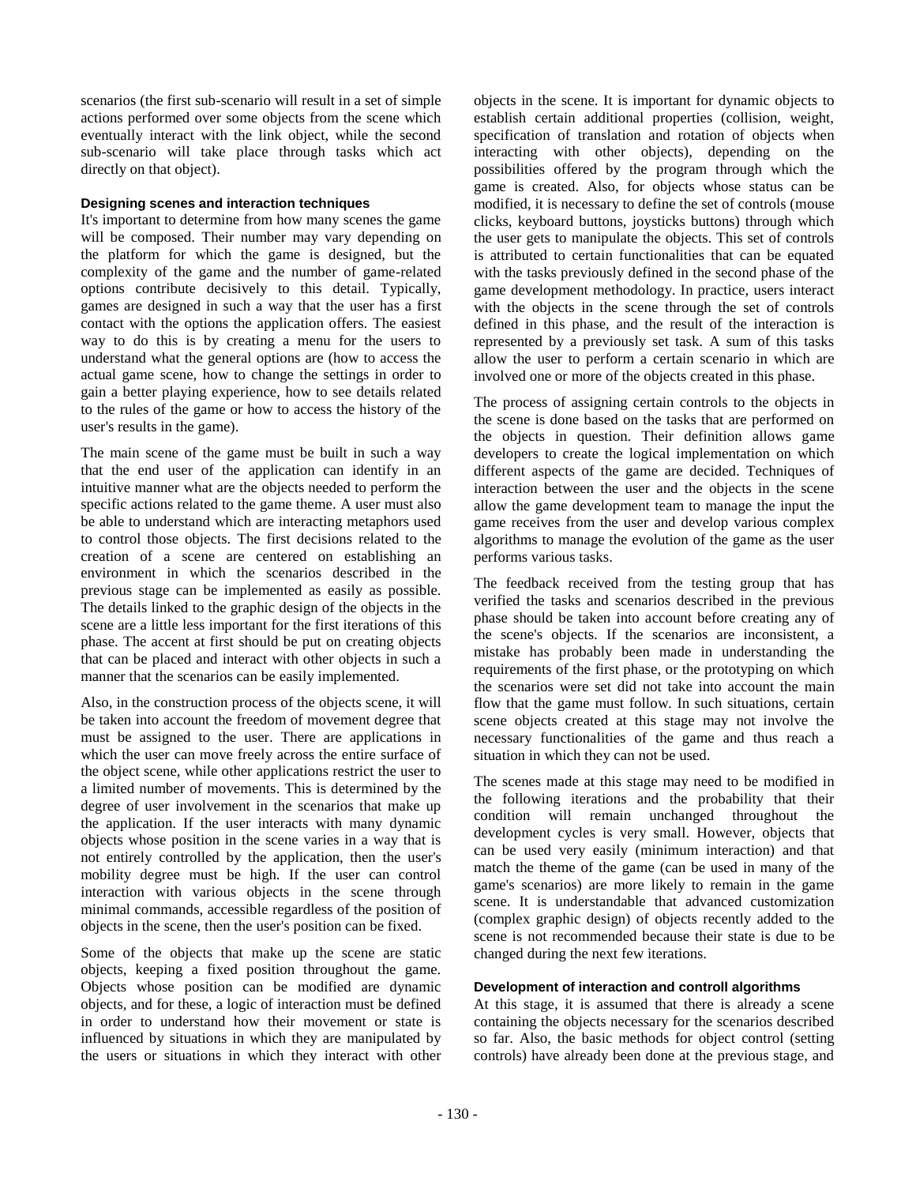scenarios (the first sub-scenario will result in a set of simple actions performed over some objects from the scene which eventually interact with the link object, while the second sub-scenario will take place through tasks which act directly on that object).

### Designing scenes and interaction techniques

It's important to determine from how many scenes the game will be composed. Their number may vary depending on the platform for which the game is designed, but the complexity of the game and the number of game-related options contribute decisively to this detail. Typically, games are designed in such a way that the user has a first contact with the options the application offers. The easiest way to do this is by creating a menu for the users to understand what the general options are (how to access the actual game scene, how to change the settings in order to gain a better playing experience, how to see details related to the rules of the game or how to access the history of the user's results in the game).

The main scene of the game must be built in such a way that the end user of the application can identify in an intuitive manner what are the objects needed to perform the specific actions related to the game theme. A user must also be able to understand which are interacting metaphors used to control those objects. The first decisions related to the creation of a scene are centered on establishing an environment in which the scenarios described in the previous stage can be implemented as easily as possible. The details linked to the graphic design of the objects in the scene are a little less important for the first iterations of this phase. The accent at first should be put on creating objects that can be placed and interact with other objects in such a manner that the scenarios can be easily implemented.

Also, in the construction process of the objects scene, it will be taken into account the freedom of movement degree that must be assigned to the user. There are applications in which the user can move freely across the entire surface of the object scene, while other applications restrict the user to a limited number of movements. This is determined by the degree of user involvement in the scenarios that make up the application. If the user interacts with many dynamic objects whose position in the scene varies in a way that is not entirely controlled by the application, then the user's mobility degree must be high. If the user can control interaction with various objects in the scene through minimal commands, accessible regardless of the position of objects in the scene, then the user's position can be fixed.

Some of the objects that make up the scene are static objects, keeping a fixed position throughout the game. Objects whose position can be modified are dynamic objects, and for these, a logic of interaction must be defined in order to understand how their movement or state is influenced by situations in which they are manipulated by the users or situations in which they interact with other objects in the scene. It is important for dynamic objects to establish certain additional properties (collision, weight, specification of translation and rotation of objects when interacting with other objects), depending on the possibilities offered by the program through which the game is created. Also, for objects whose status can be modified, it is necessary to define the set of controls (mouse clicks, keyboard buttons, joysticks buttons) through which the user gets to manipulate the objects. This set of controls is attributed to certain functionalities that can be equated with the tasks previously defined in the second phase of the game development methodology. In practice, users interact with the objects in the scene through the set of controls defined in this phase, and the result of the interaction is represented by a previously set task. A sum of this tasks allow the user to perform a certain scenario in which are involved one or more of the objects created in this phase.

The process of assigning certain controls to the objects in the scene is done based on the tasks that are performed on the objects in question. Their definition allows game developers to create the logical implementation on which different aspects of the game are decided. Techniques of interaction between the user and the objects in the scene allow the game development team to manage the input the game receives from the user and develop various complex algorithms to manage the evolution of the game as the user performs various tasks.

The feedback received from the testing group that has verified the tasks and scenarios described in the previous phase should be taken into account before creating any of the scene's objects. If the scenarios are inconsistent, a mistake has probably been made in understanding the requirements of the first phase, or the prototyping on which the scenarios were set did not take into account the main flow that the game must follow. In such situations, certain scene objects created at this stage may not involve the necessary functionalities of the game and thus reach a situation in which they can not be used.

The scenes made at this stage may need to be modified in the following iterations and the probability that their condition will remain unchanged throughout the development cycles is very small. However, objects that can be used very easily (minimum interaction) and that match the theme of the game (can be used in many of the game's scenarios) are more likely to remain in the game scene. It is understandable that advanced customization (complex graphic design) of objects recently added to the scene is not recommended because their state is due to be changed during the next few iterations.

### Development of interaction and controll algorithms

At this stage, it is assumed that there is already a scene containing the objects necessary for the scenarios described so far. Also, the basic methods for object control (setting controls) have already been done at the previous stage, and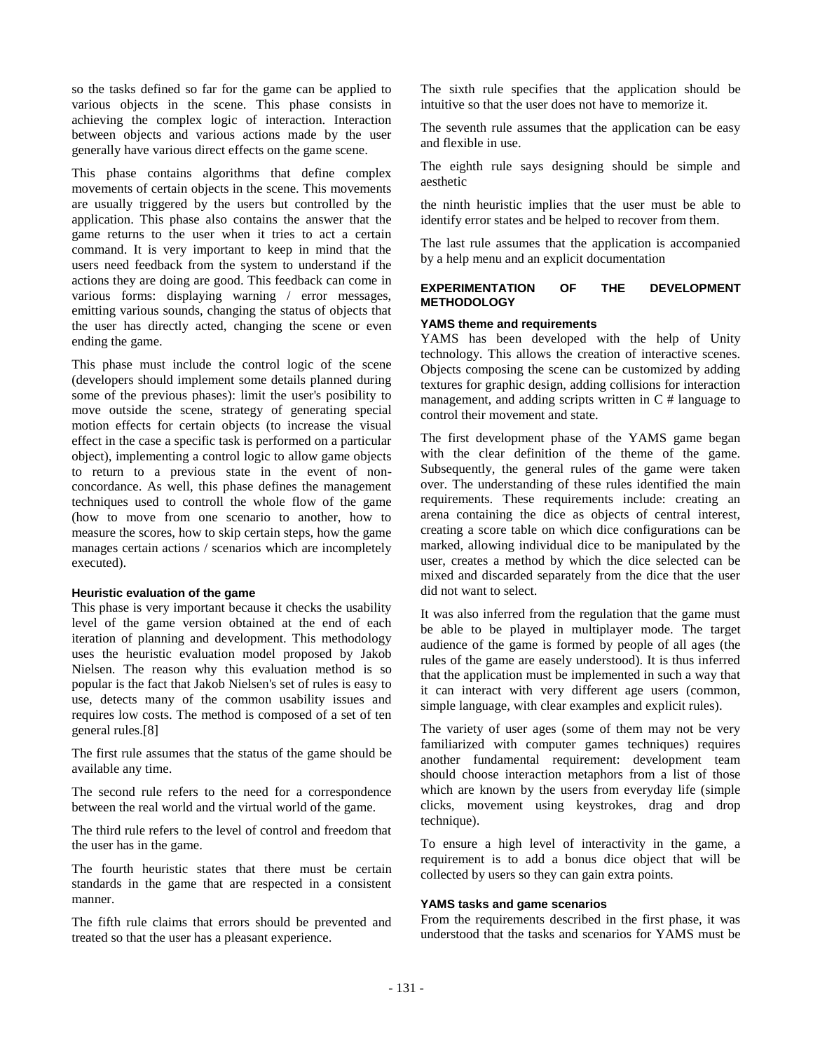so the tasks defined so far for the game can be applied to various objects in the scene. This phase consists in achieving the complex logic of interaction. Interaction between objects and various actions made by the user generally have various direct effects on the game scene.

This phase contains algorithms that define complex movements of certain objects in the scene. This movements are usually triggered by the users but controlled by the application. This phase also contains the answer that the game returns to the user when it tries to act a certain command. It is very important to keep in mind that the users need feedback from the system to understand if the actions they are doing are good. This feedback can come in various forms: displaying warning / error messages, emitting various sounds, changing the status of objects that the user has directly acted, changing the scene or even ending the game.

This phase must include the control logic of the scene (developers should implement some details planned during some of the previous phases): limit the user's posibility to move outside the scene, strategy of generating special motion effects for certain objects (to increase the visual effect in the case a specific task is performed on a particular object), implementing a control logic to allow game objects to return to a previous state in the event of non-concordance. As well, this phase defines the management techniques used to controll the whole flow of the game (how to move from one scenario to another, how to measure the scores, how to skip certain steps, how the game manages certain actions / scenarios which are incompletely executed).

#### Heuristic evaluation of the game

This phase is very important because it checks the usability level of the game version obtained at the end of each iteration of planning and development. This methodology uses the heuristic evaluation model proposed by Jakob Nielsen. The reason why this evaluation method is so popular is the fact that Jakob Nielsen's set of rules is easy to use, detects many of the common usability issues and requires low costs. The method is composed of a set of ten general rules.[8]

The first rule assumes that the status of the game should be available any time.

The second rule refers to the need for a correspondence between the real world and the virtual world of the game.

The third rule refers to the level of control and freedom that the user has in the game.

The fourth heuristic states that there must be certain standards in the game that are respected in a consistent manner.

The fifth rule claims that errors should be prevented and treated so that the user has a pleasant experience.

The sixth rule specifies that the application should be intuitive so that the user does not have to memorize it.

The seventh rule assumes that the application can be easy and flexible in use.

The eighth rule says designing should be simple and aesthetic

the ninth heuristic implies that the user must be able to identify error states and be helped to recover from them.

The last rule assumes that the application is accompanied by a help menu and an explicit documentation

### EXPERIMENTATION OF THE DEVELOPMENT METHODOLOGY

#### YAMS theme and requirements

YAMS has been developed with the help of Unity technology. This allows the creation of interactive scenes. Objects composing the scene can be customized by adding textures for graphic design, adding collisions for interaction management, and adding scripts written in C # language to control their movement and state.

The first development phase of the YAMS game began with the clear definition of the theme of the game. Subsequently, the general rules of the game were taken over. The understanding of these rules identified the main requirements. These requirements include: creating an arena containing the dice as objects of central interest, creating a score table on which dice configurations can be marked, allowing individual dice to be manipulated by the user, creates a method by which the dice selected can be mixed and discarded separately from the dice that the user did not want to select.

It was also inferred from the regulation that the game must be able to be played in multiplayer mode. The target audience of the game is formed by people of all ages (the rules of the game are easely understood). It is thus inferred that the application must be implemented in such a way that it can interact with very different age users (common, simple language, with clear examples and explicit rules).

The variety of user ages (some of them may not be very familiarized with computer games techniques) requires another fundamental requirement: development team should choose interaction metaphors from a list of those which are known by the users from everyday life (simple clicks, movement using keystrokes, drag and drop technique).

To ensure a high level of interactivity in the game, a requirement is to add a bonus dice object that will be collected by users so they can gain extra points.

#### YAMS tasks and game scenarios

From the requirements described in the first phase, it was understood that the tasks and scenarios for YAMS must be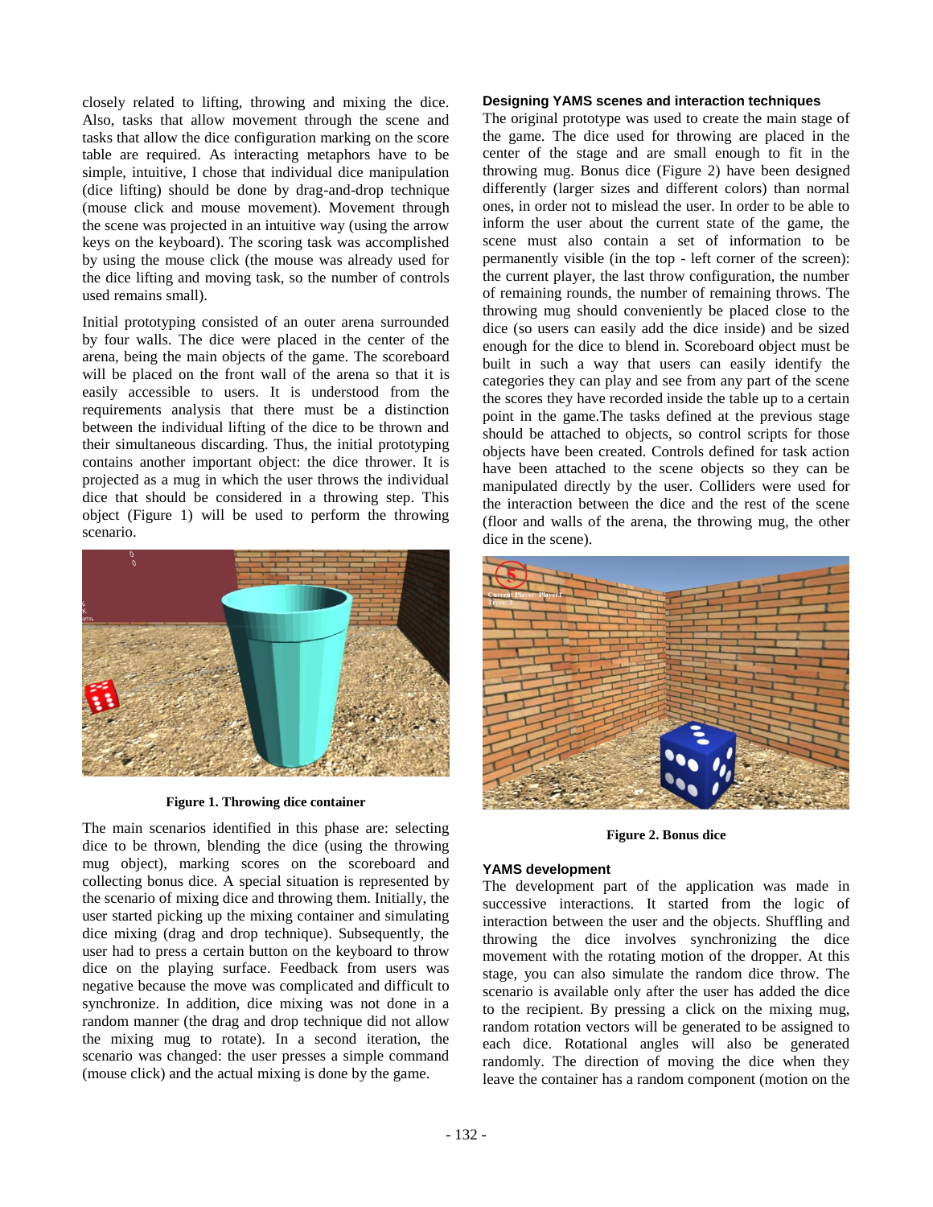closely related to lifting, throwing and mixing the dice. Also, tasks that allow movement through the scene and tasks that allow the dice configuration marking on the score table are required. As interacting metaphors have to be simple, intuitive, I chose that individual dice manipulation (dice lifting) should be done by drag-and-drop technique (mouse click and mouse movement). Movement through the scene was projected in an intuitive way (using the arrow keys on the keyboard). The scoring task was accomplished by using the mouse click (the mouse was already used for the dice lifting and moving task, so the number of controls used remains small).

Initial prototyping consisted of an outer arena surrounded by four walls. The dice were placed in the center of the arena, being the main objects of the game. The scoreboard will be placed on the front wall of the arena so that it is easily accessible to users. It is understood from the requirements analysis that there must be a distinction between the individual lifting of the dice to be thrown and their simultaneous discarding. Thus, the initial prototyping contains another important object: the dice thrower. It is projected as a mug in which the user throws the individual dice that should be considered in a throwing step. This object (Figure 1) will be used to perform the throwing scenario.

**Figure 1. Throwing dice container**

The main scenarios identified in this phase are: selecting dice to be thrown, blending the dice (using the throwing mug object), marking scores on the scoreboard and collecting bonus dice. A special situation is represented by the scenario of mixing dice and throwing them. Initially, the user started picking up the mixing container and simulating dice mixing (drag and drop technique). Subsequently, the user had to press a certain button on the keyboard to throw dice on the playing surface. Feedback from users was negative because the move was complicated and difficult to synchronize. In addition, dice mixing was not done in a random manner (the drag and drop technique did not allow the mixing mug to rotate). In a second iteration, the scenario was changed: the user presses a simple command (mouse click) and the actual mixing is done by the game.

### Designing YAMS scenes and interaction techniques

The original prototype was used to create the main stage of the game. The dice used for throwing are placed in the center of the stage and are small enough to fit in the throwing mug. Bonus dice (Figure 2) have been designed differently (larger sizes and different colors) than normal ones, in order not to mislead the user. In order to be able to inform the user about the current state of the game, the scene must also contain a set of information to be permanently visible (in the top - left corner of the screen): the current player, the last throw configuration, the number of remaining rounds, the number of remaining throws. The throwing mug should conveniently be placed close to the dice (so users can easily add the dice inside) and be sized enough for the dice to blend in. Scoreboard object must be built in such a way that users can easily identify the categories they can play and see from any part of the scene the scores they have recorded inside the table up to a certain point in the game.The tasks defined at the previous stage should be attached to objects, so control scripts for those objects have been created. Controls defined for task action have been attached to the scene objects so they can be manipulated directly by the user. Colliders were used for the interaction between the dice and the rest of the scene (floor and walls of the arena, the throwing mug, the other dice in the scene).

**Figure 2. Bonus dice**

### YAMS development

The development part of the application was made in successive interactions. It started from the logic of interaction between the user and the objects. Shuffling and throwing the dice involves synchronizing the dice movement with the rotating motion of the dropper. At this stage, you can also simulate the random dice throw. The scenario is available only after the user has added the dice to the recipient. By pressing a click on the mixing mug, random rotation vectors will be generated to be assigned to each dice. Rotational angles will also be generated randomly. The direction of moving the dice when they leave the container has a random component (motion on the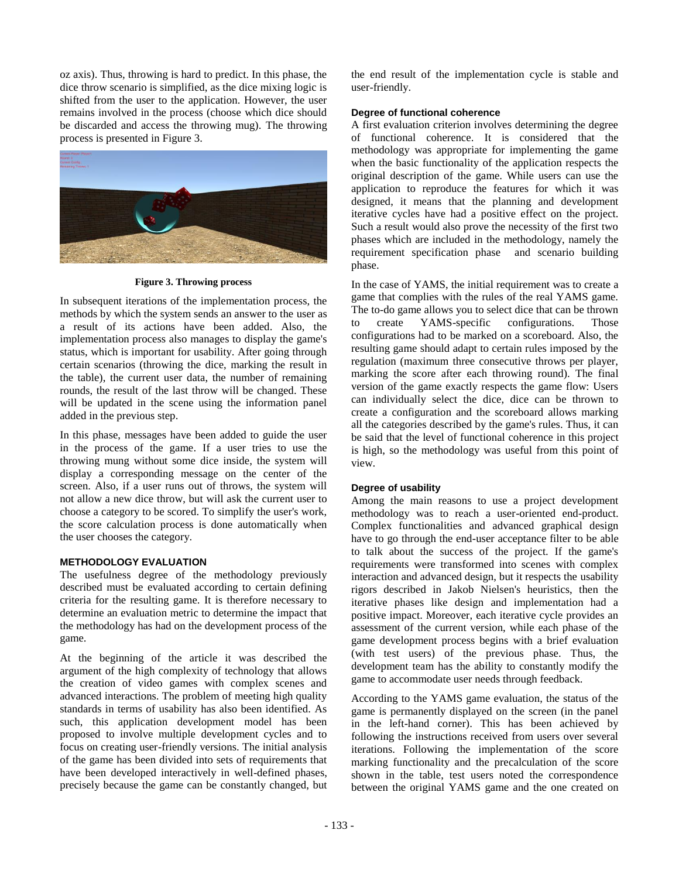oz axis). Thus, throwing is hard to predict. In this phase, the dice throw scenario is simplified, as the dice mixing logic is shifted from the user to the application. However, the user remains involved in the process (choose which dice should be discarded and access the throwing mug). The throwing process is presented in Figure 3.

**Figure 3. Throwing process**

In subsequent iterations of the implementation process, the methods by which the system sends an answer to the user as a result of its actions have been added. Also, the implementation process also manages to display the game's status, which is important for usability. After going through certain scenarios (throwing the dice, marking the result in the table), the current user data, the number of remaining rounds, the result of the last throw will be changed. These will be updated in the scene using the information panel added in the previous step.

In this phase, messages have been added to guide the user in the process of the game. If a user tries to use the throwing mung without some dice inside, the system will display a corresponding message on the center of the screen. Also, if a user runs out of throws, the system will not allow a new dice throw, but will ask the current user to choose a category to be scored. To simplify the user's work, the score calculation process is done automatically when the user chooses the category.

## METHODOLOGY EVALUATION

The usefulness degree of the methodology previously described must be evaluated according to certain defining criteria for the resulting game. It is therefore necessary to determine an evaluation metric to determine the impact that the methodology has had on the development process of the game.

At the beginning of the article it was described the argument of the high complexity of technology that allows the creation of video games with complex scenes and advanced interactions. The problem of meeting high quality standards in terms of usability has also been identified. As such, this application development model has been proposed to involve multiple development cycles and to focus on creating user-friendly versions. The initial analysis of the game has been divided into sets of requirements that have been developed interactively in well-defined phases, precisely because the game can be constantly changed, but the end result of the implementation cycle is stable and user-friendly.

### Degree of functional coherence

A first evaluation criterion involves determining the degree of functional coherence. It is considered that the methodology was appropriate for implementing the game when the basic functionality of the application respects the original description of the game. While users can use the application to reproduce the features for which it was designed, it means that the planning and development iterative cycles have had a positive effect on the project. Such a result would also prove the necessity of the first two phases which are included in the methodology, namely the requirement specification phase and scenario building phase.

In the case of YAMS, the initial requirement was to create a game that complies with the rules of the real YAMS game. The to-do game allows you to select dice that can be thrown to create YAMS-specific configurations. Those configurations had to be marked on a scoreboard. Also, the resulting game should adapt to certain rules imposed by the regulation (maximum three consecutive throws per player, marking the score after each throwing round). The final version of the game exactly respects the game flow: Users can individually select the dice, dice can be thrown to create a configuration and the scoreboard allows marking all the categories described by the game's rules. Thus, it can be said that the level of functional coherence in this project is high, so the methodology was useful from this point of view.

### Degree of usability

Among the main reasons to use a project development methodology was to reach a user-oriented end-product. Complex functionalities and advanced graphical design have to go through the end-user acceptance filter to be able to talk about the success of the project. If the game's requirements were transformed into scenes with complex interaction and advanced design, but it respects the usability rigors described in Jakob Nielsen's heuristics, then the iterative phases like design and implementation had a positive impact. Moreover, each iterative cycle provides an assessment of the current version, while each phase of the game development process begins with a brief evaluation (with test users) of the previous phase. Thus, the development team has the ability to constantly modify the game to accommodate user needs through feedback.

According to the YAMS game evaluation, the status of the game is permanently displayed on the screen (in the panel in the left-hand corner). This has been achieved by following the instructions received from users over several iterations. Following the implementation of the score marking functionality and the precalculation of the score shown in the table, test users noted the correspondence between the original YAMS game and the one created on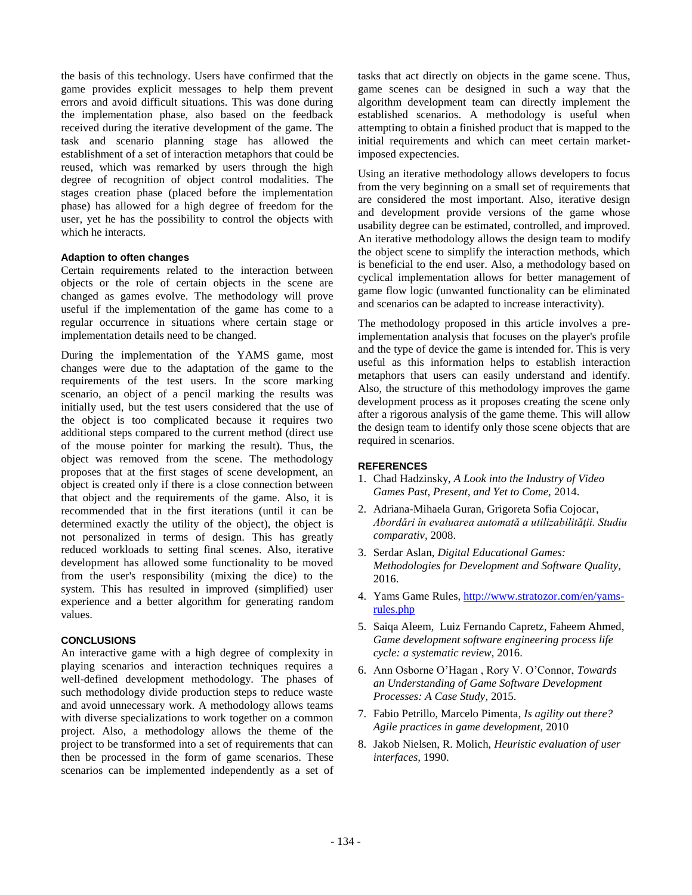the basis of this technology. Users have confirmed that the game provides explicit messages to help them prevent errors and avoid difficult situations. This was done during the implementation phase, also based on the feedback received during the iterative development of the game. The task and scenario planning stage has allowed the establishment of a set of interaction metaphors that could be reused, which was remarked by users through the high degree of recognition of object control modalities. The stages creation phase (placed before the implementation phase) has allowed for a high degree of freedom for the user, yet he has the possibility to control the objects with which he interacts.

#### Adaption to often changes

Certain requirements related to the interaction between objects or the role of certain objects in the scene are changed as games evolve. The methodology will prove useful if the implementation of the game has come to a regular occurrence in situations where certain stage or implementation details need to be changed.

During the implementation of the YAMS game, most changes were due to the adaptation of the game to the requirements of the test users. In the score marking scenario, an object of a pencil marking the results was initially used, but the test users considered that the use of the object is too complicated because it requires two additional steps compared to the current method (direct use of the mouse pointer for marking the result). Thus, the object was removed from the scene. The methodology proposes that at the first stages of scene development, an object is created only if there is a close connection between that object and the requirements of the game. Also, it is recommended that in the first iterations (until it can be determined exactly the utility of the object), the object is not personalized in terms of design. This has greatly reduced workloads to setting final scenes. Also, iterative development has allowed some functionality to be moved from the user's responsibility (mixing the dice) to the system. This has resulted in improved (simplified) user experience and a better algorithm for generating random values.

### CONCLUSIONS

An interactive game with a high degree of complexity in playing scenarios and interaction techniques requires a well-defined development methodology. The phases of such methodology divide production steps to reduce waste and avoid unnecessary work. A methodology allows teams with diverse specializations to work together on a common project. Also, a methodology allows the theme of the project to be transformed into a set of requirements that can then be processed in the form of game scenarios. These scenarios can be implemented independently as a set of tasks that act directly on objects in the game scene. Thus, game scenes can be designed in such a way that the algorithm development team can directly implement the established scenarios. A methodology is useful when attempting to obtain a finished product that is mapped to the initial requirements and which can meet certain market-imposed expectencies.

Using an iterative methodology allows developers to focus from the very beginning on a small set of requirements that are considered the most important. Also, iterative design and development provide versions of the game whose usability degree can be estimated, controlled, and improved. An iterative methodology allows the design team to modify the object scene to simplify the interaction methods, which is beneficial to the end user. Also, a methodology based on cyclical implementation allows for better management of game flow logic (unwanted functionality can be eliminated and scenarios can be adapted to increase interactivity).

The methodology proposed in this article involves a pre-implementation analysis that focuses on the player's profile and the type of device the game is intended for. This is very useful as this information helps to establish interaction metaphors that users can easily understand and identify. Also, the structure of this methodology improves the game development process as it proposes creating the scene only after a rigorous analysis of the game theme. This will allow the design team to identify only those scene objects that are required in scenarios.

### REFERENCES

1. Chad Hadzinsky, *A Look into the Industry of Video Games Past, Present, and Yet to Come,* 2014.
2. Adriana-Mihaela Guran, Grigoreta Sofia Cojocar, *Abordări în evaluarea automată a utilizabilității. Studiu comparativ,* 2008.
3. Serdar Aslan, *Digital Educational Games: Methodologies for Development and Software Quality,* 2016.
4. Yams Game Rules, http://www.stratozor.com/en/yams-rules.php
5. Saiqa Aleem, Luiz Fernando Capretz, Faheem Ahmed, *Game development software engineering process life cycle: a systematic review,* 2016.
6. Ann Osborne O'Hagan , Rory V. O'Connor, *Towards an Understanding of Game Software Development Processes: A Case Study,* 2015.
7. Fabio Petrillo, Marcelo Pimenta, *Is agility out there? Agile practices in game development,* 2010
8. Jakob Nielsen, R. Molich, *Heuristic evaluation of user interfaces,* 1990.